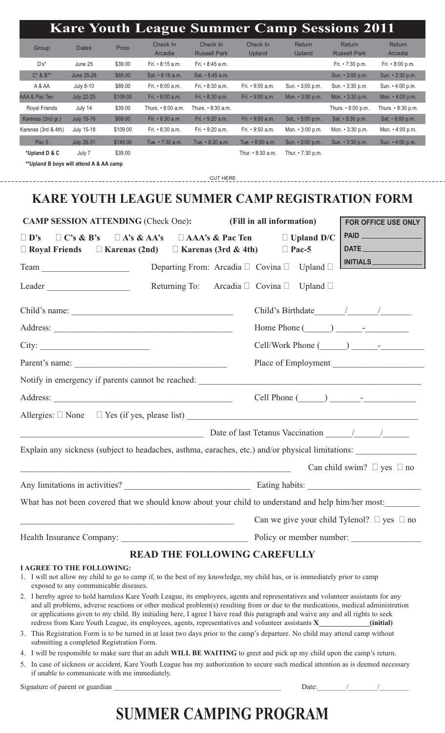# Kare Youth League Summer Camp Sessions 2011

| Group | Dates | Price | Check In Arcadia | Check In Russell Park | Check In Upland | Return Upland | Return Russell Park | Return Arcadia |
|---|---|---|---|---|---|---|---|---|
| D's* | June 25 | $39.00 | Fri. • 8:15 a.m. | Fri. • 8:45 a.m. | | | Fri. • 7:30 p.m. | Fri. • 8:00 p.m. |
| C* & B** | June 25-26 | $69.00 | Sat. • 8:15 a.m. | Sat. • 8:45 a.m. | | | Sun. • 3:00 p.m. | Sun. • 3:30 p.m. |
| A & AA | July 8-10 | $89.00 | Fri. • 8:00 a.m. | Fri. • 8:30 a.m. | Fri. • 9:00 a.m. | Sun. • 3:00 p.m. | Sun. • 3:30 p.m. | Sun. • 4:00 p.m. |
| AAA & Pac Ten | July 22-25 | $109.00 | Fri. • 8:00 a.m. | Fri. • 8:30 a.m. | Fri. • 9:00 a.m. | Mon. • 3:00 p.m. | Mon. • 3:30 p.m. | Mon. • 4:00 p.m. |
| Royal Friends | July 14 | $39.00 | Thurs. • 8:00 a.m. | Thurs. • 8:30 a.m. | | | Thurs. • 8:00 p.m. | Thurs. • 8:30 p.m. |
| Karenas (2nd gr.) | July 15-16 | $69.00 | Fri. • 8:30 a.m. | Fri. • 9:20 a.m. | Fri. • 9:50 a.m. | Sat.. • 5:00 p.m. | Sat. • 5:30 p.m. | Sat. • 6:00 p.m. |
| Karenas (3rd & 4th) | July 15-18 | $109.00 | Fri. • 8:30 a.m. | Fri. • 9:20 a.m. | Fri. • 9:50 a.m. | Mon. • 3:00 p.m. | Mon. • 3:30 p.m. | Mon. • 4:00 p.m. |
| Pac 5 | July 26-31 | $149.00 | Tue. • 7:30 a.m. | Tue. • 8:20 a.m. | Tue. • 8:50 a.m. | Sun. • 3:00 p.m. | Sun. • 3:30 p.m. | Sun. • 4:00 p.m. |
| **\*Upland D & C** | July 7 | $39.00 | | | Thur. • 8:30 a.m. | Thur. • 7:30 p.m. | | |

**\*\*Upland B boys will attend A & AA camp**

CUT HERE

---

# KARE YOUTH LEAGUE SUMMER CAMP REGISTRATION FORM

**CAMP SESSION ATTENDING** (Check One): **(Fill in all information)**

☐ **D's** ☐ **C's & B's** ☐ **A's & AA's** ☐ **AAA's & Pac Ten** ☐ **Upland D/C**
☐ **Royal Friends** ☐ **Karenas (2nd)** ☐ **Karenas (3rd & 4th)** ☐ **Pac-5**

**FOR OFFICE USE ONLY**
PAID ____________
DATE ____________
INITIALS ____________

Team ____________________ Departing From: Arcadia ☐ Covina ☐ Upland ☐

Leader ____________________ Returning To: Arcadia ☐ Covina ☐ Upland ☐

Child's name: ____________________________________ Child's Birthdate ______/______/______

Address: ____________________________________ Home Phone (______) ______-__________

City: ________________________ Cell/Work Phone (______) ______-__________

Parent's name: ________________________________ Place of Employment ____________________

Notify in emergency if parents cannot be reached: ____________________________________

Address: ____________________________________ Cell Phone (______) ______-__________

Allergies: ☐ None ☐ Yes (if yes, please list) ____________________________________

____________________________________ Date of last Tetanus Vaccination ______/______/______

Explain any sickness (subject to headaches, asthma, earaches, etc.) and/or physical limitations: ______________

____________________________________ Can child swim? ☐ yes ☐ no

Any limitations in activities? ____________________________ Eating habits: ____________________________

What has not been covered that we should know about your child to understand and help him/her most: ________

____________________________________ Can we give your child Tylenol? ☐ yes ☐ no

Health Insurance Company: ____________________________ Policy or member number: ________________

## READ THE FOLLOWING CAREFULLY

**I AGREE TO THE FOLLOWING:**

1. I will not allow my child to go to camp if, to the best of my knowledge, my child has, or is immediately prior to camp exposed to any communicable diseases.
2. I hereby agree to hold harmless Kare Youth League, its employees, agents and representatives and volunteer assistants for any and all problems, adverse reactions or other medical problem(s) resulting from or due to the medications, medical administration or applications given to my child. By initialing here, I agree I have read this paragraph and waive any and all rights to seek redress from Kare Youth League, its employees, agents, representatives and volunteer assistants **X______________(initial)**
3. This Registration Form is to be turned in at least two days prior to the camp's departure. No child may attend camp without submitting a completed Registration Form.
4. I will be responsible to make sure that an adult **WILL BE WAITING** to greet and pick up my child upon the camp's return.
5. In case of sickness or accident, Kare Youth League has my authorization to secure such medical attention as is deemed necessary if unable to communicate with me immediately.

Signature of parent or guardian ____________________________________________ Date: ________/________/________

# SUMMER CAMPING PROGRAM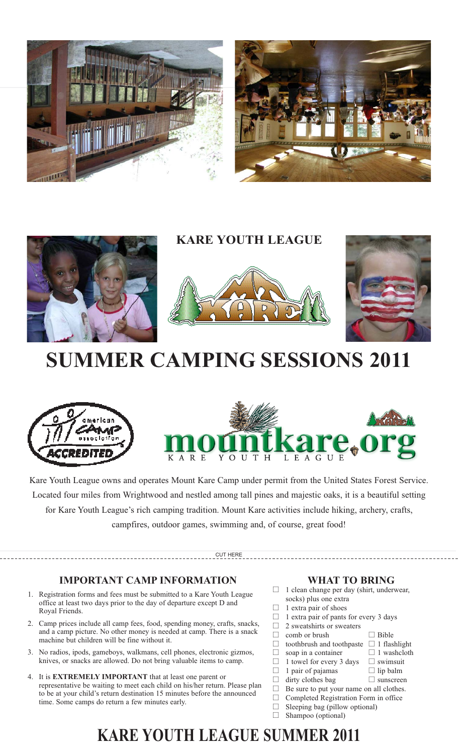## KARE YOUTH LEAGUE

# SUMMER CAMPING SESSIONS 2011

mountkare.org

KARE YOUTH LEAGUE

Kare Youth League owns and operates Mount Kare Camp under permit from the United States Forest Service. Located four miles from Wrightwood and nestled among tall pines and majestic oaks, it is a beautiful setting for Kare Youth League's rich camping tradition. Mount Kare activities include hiking, archery, crafts, campfires, outdoor games, swimming and, of course, great food!

CUT HERE

## IMPORTANT CAMP INFORMATION

1. Registration forms and fees must be submitted to a Kare Youth League office at least two days prior to the day of departure except D and Royal Friends.
2. Camp prices include all camp fees, food, spending money, crafts, snacks, and a camp picture. No other money is needed at camp. There is a snack machine but children will be fine without it.
3. No radios, ipods, gameboys, walkmans, cell phones, electronic gizmos, knives, or snacks are allowed. Do not bring valuable items to camp.
4. It is **EXTREMELY IMPORTANT** that at least one parent or representative be waiting to meet each child on his/her return. Please plan to be at your child's return destination 15 minutes before the announced time. Some camps do return a few minutes early.

## WHAT TO BRING

- ☐ 1 clean change per day (shirt, underwear, socks) plus one extra
- ☐ 1 extra pair of shoes
- ☐ 1 extra pair of pants for every 3 days
- ☐ 2 sweatshirts or sweaters
- ☐ comb or brush
- ☐ toothbrush and toothpaste
- ☐ soap in a container
- ☐ 1 towel for every 3 days
- ☐ 1 pair of pajamas
- ☐ dirty clothes bag
- ☐ Bible
- ☐ 1 flashlight
- ☐ 1 washcloth
- ☐ swimsuit
- ☐ lip balm
- ☐ sunscreen
- ☐ Be sure to put your name on all clothes.
- ☐ Completed Registration Form in office
- ☐ Sleeping bag (pillow optional)
- ☐ Shampoo (optional)

# KARE YOUTH LEAGUE SUMMER 2011